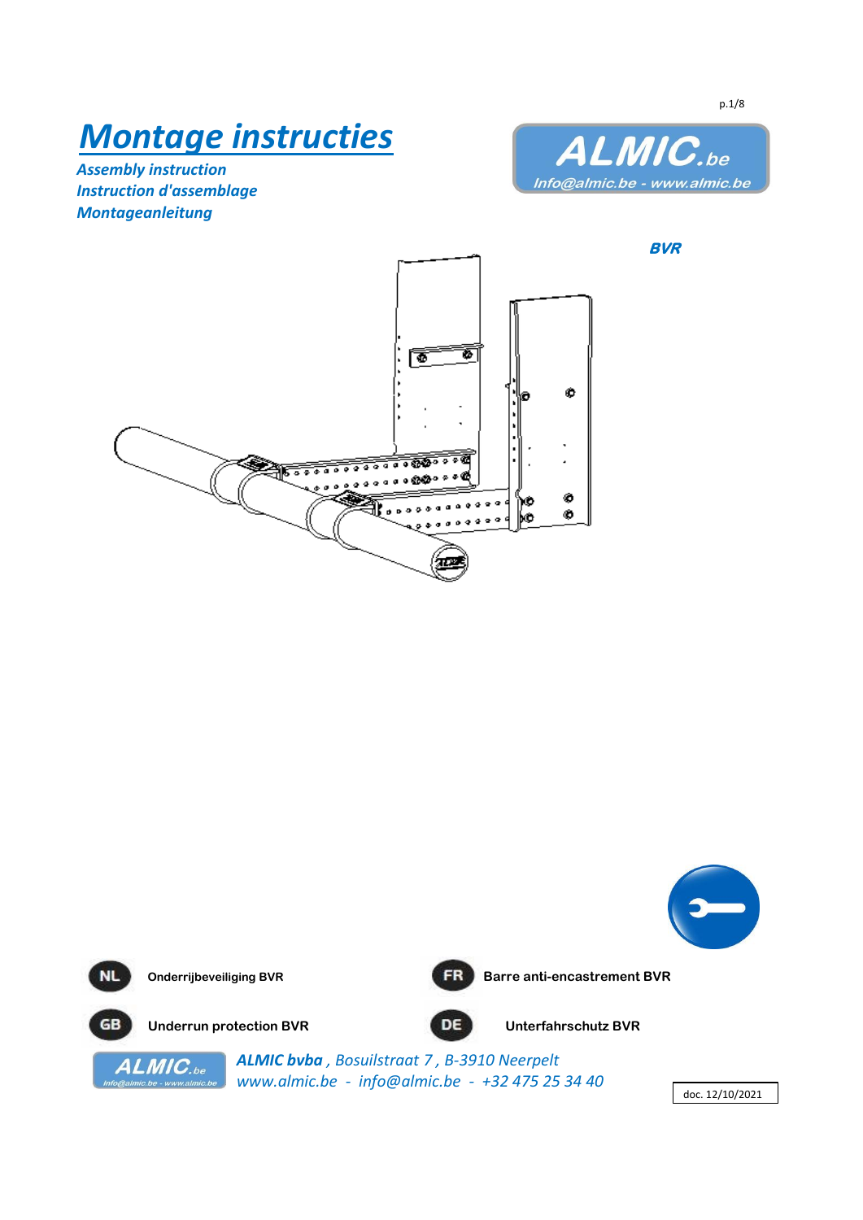# Montage instructies

*Assembly instruction*
*Instruction d'assemblage*
*Montageanleitung*

**ALMIC.be**
*Info@almic.be - www.almic.be*

**BVR**

NL **Onderrijbeveiliging BVR**

FR **Barre anti-encastrement BVR**

GB **Underrun protection BVR**

DE **Unterfahrschutz BVR**

***ALMIC bvba***, *Bosuilstraat 7 , B-3910 Neerpelt*
*www.almic.be - info@almic.be - +32 475 25 34 40*

doc. 12/10/2021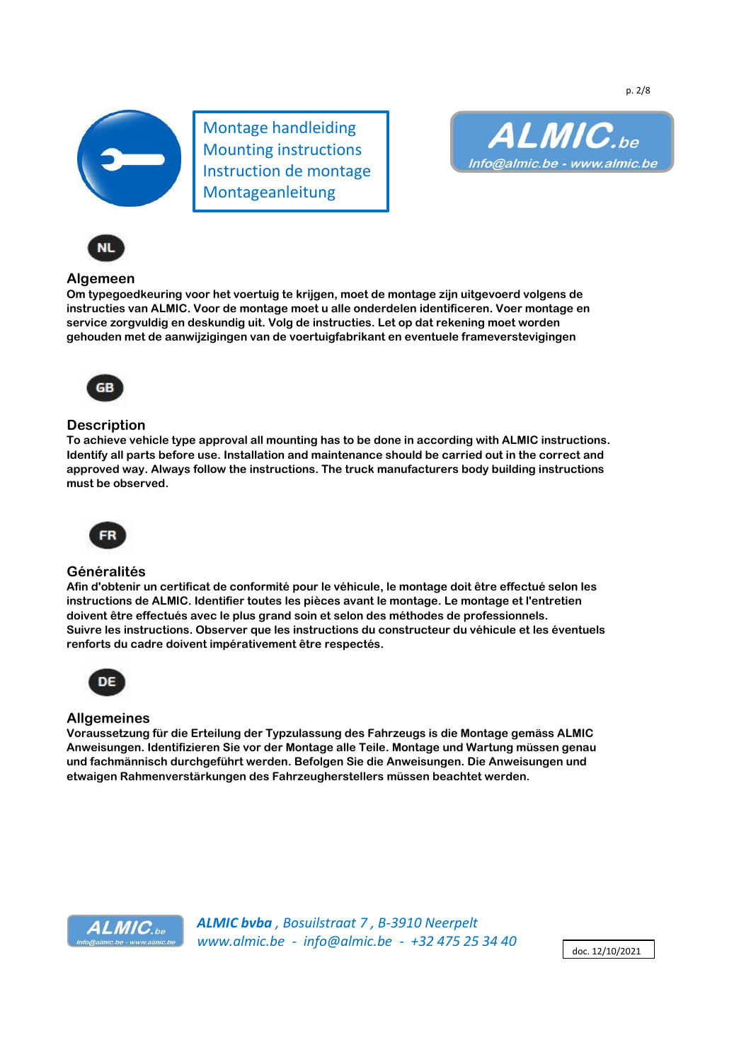Montage handleiding
Mounting instructions
Instruction de montage
Montageanleitung

**ALMIC.be**
*Info@almic.be - www.almic.be*

**NL**

## Algemeen

**Om typegoedkeuring voor het voertuig te krijgen, moet de montage zijn uitgevoerd volgens de instructies van ALMIC. Voor de montage moet u alle onderdelen identificeren. Voer montage en service zorgvuldig en deskundig uit. Volg de instructies. Let op dat rekening moet worden gehouden met de aanwijzigingen van de voertuigfabrikant en eventuele frameverstevigingen**

**GB**

## Description

**To achieve vehicle type approval all mounting has to be done in according with ALMIC instructions. Identify all parts before use. Installation and maintenance should be carried out in the correct and approved way. Always follow the instructions. The truck manufacturers body building instructions must be observed.**

**FR**

## Généralités

**Afin d'obtenir un certificat de conformité pour le véhicule, le montage doit être effectué selon les instructions de ALMIC. Identifier toutes les pièces avant le montage. Le montage et l'entretien doivent être effectués avec le plus grand soin et selon des méthodes de professionnels. Suivre les instructions. Observer que les instructions du constructeur du véhicule et les éventuels renforts du cadre doivent impérativement être respectés.**

**DE**

## Allgemeines

**Voraussetzung für die Erteilung der Typzulassung des Fahrzeugs is die Montage gemäss ALMIC Anweisungen. Identifizieren Sie vor der Montage alle Teile. Montage und Wartung müssen genau und fachmännisch durchgeführt werden. Befolgen Sie die Anweisungen. Die Anweisungen und etwaigen Rahmenverstärkungen des Fahrzeugherstellers müssen beachtet werden.**

*__ALMIC bvba__ , Bosuilstraat 7 , B-3910 Neerpelt*
*www.almic.be - info@almic.be - +32 475 25 34 40*

doc. 12/10/2021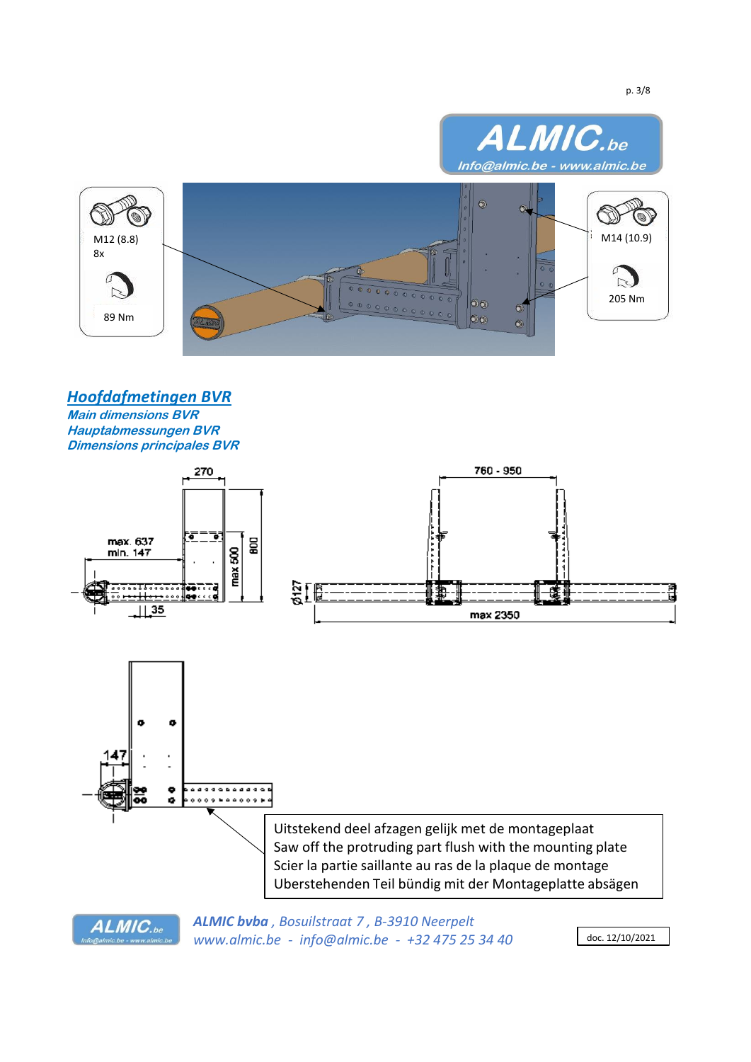M12 (8.8)
8x

89 Nm

M14 (10.9)

205 Nm

## Hoofdafmetingen BVR

***Main dimensions BVR***
***Hauptabmessungen BVR***
***Dimensions principales BVR***

270

max. 637
min. 147

max 500

800

35

760 - 950

Ø127

max 2350

147

Uitstekend deel afzagen gelijk met de montageplaat
Saw off the protruding part flush with the mounting plate
Scier la partie saillante au ras de la plaque de montage
Uberstehenden Teil bündig mit der Montageplatte absägen

***ALMIC bvba**, Bosuilstraat 7, B-3910 Neerpelt*
*www.almic.be - info@almic.be - +32 475 25 34 40*

doc. 12/10/2021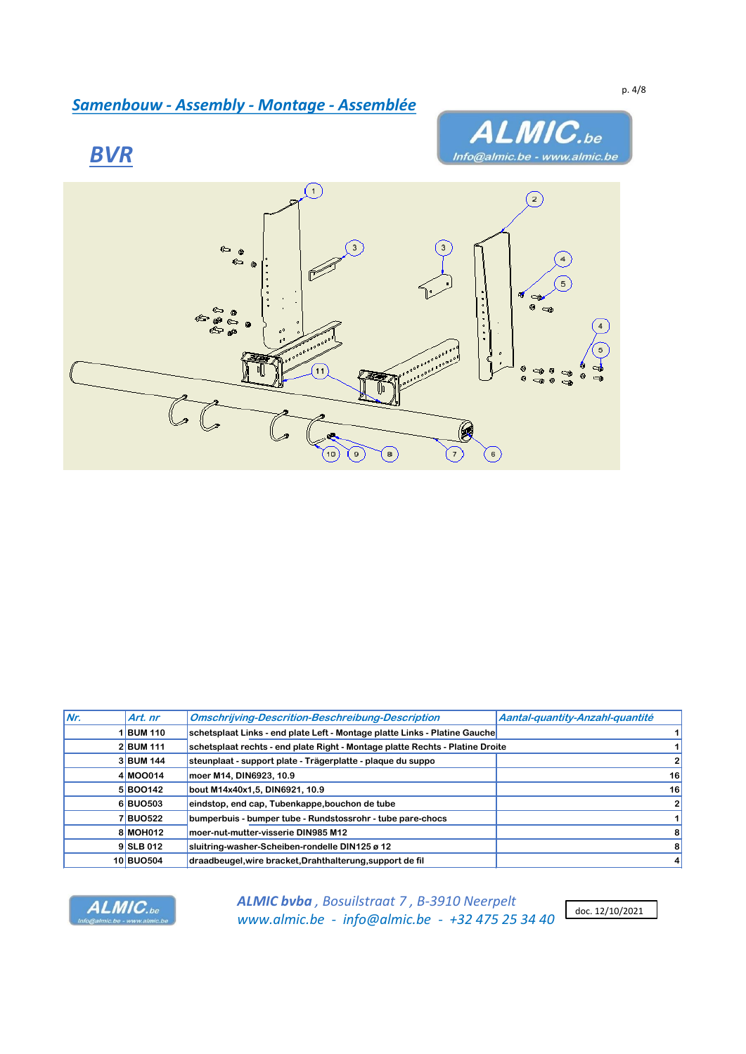## *Samenbouw - Assembly - Montage - Assemblée*

# *BVR*

| Nr. | Art. nr | Omschrijving-Descrition-Beschreibung-Description | Aantal-quantity-Anzahl-quantité |
|---|---|---|---|
| 1 | BUM 110 | schetsplaat Links - end plate Left - Montage platte Links - Platine Gauche | 1 |
| 2 | BUM 111 | schetsplaat rechts - end plate Right - Montage platte Rechts - Platine Droite | 1 |
| 3 | BUM 144 | steunplaat - support plate - Trägerplatte - plaque du suppo | 2 |
| 4 | MOO014 | moer M14, DIN6923, 10.9 | 16 |
| 5 | BOO142 | bout M14x40x1,5, DIN6921, 10.9 | 16 |
| 6 | BUO503 | eindstop, end cap, Tubenkappe,bouchon de tube | 2 |
| 7 | BUO522 | bumperbuis - bumper tube - Rundstossrohr - tube pare-chocs | 1 |
| 8 | MOH012 | moer-nut-mutter-visserie DIN985 M12 | 8 |
| 9 | SLB 012 | sluitring-washer-Scheiben-rondelle DIN125 ø 12 | 8 |
| 10 | BUO504 | draadbeugel,wire bracket,Drahthalterung,support de fil | 4 |

*ALMIC bvba , Bosuilstraat 7 , B-3910 Neerpelt*
*www.almic.be - info@almic.be - +32 475 25 34 40*

doc. 12/10/2021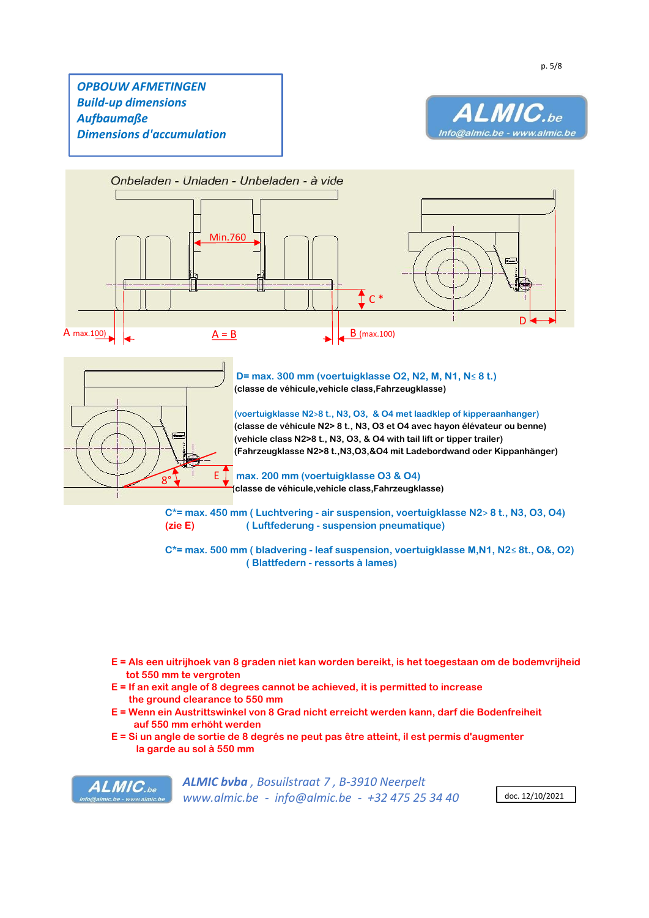# *OPBOUW AFMETINGEN*
## *Build-up dimensions*
## *Aufbaumaße*
## *Dimensions d'accumulation*

Onbeladen - Unladen - Unbeladen - à vide

Min.760

C *

D

A max.100) A = B B (max.100)

8° E

**D= max. 300 mm (voertuigklasse O2, N2, M, N1, N≤ 8 t.)**
**(classe de véhicule,vehicle class,Fahrzeugklasse)**

**(voertuigklasse N2>8 t., N3, O3, & O4 met laadklep of kipperaanhanger)**
**(classe de véhicule N2> 8 t., N3, O3 et O4 avec hayon élévateur ou benne)**
**(vehicle class N2>8 t., N3, O3, & O4 with tail lift or tipper trailer)**
**(Fahrzeugklasse N2>8 t.,N3,O3,&O4 mit Ladebordwand oder Kippanhänger)**

**max. 200 mm (voertuigklasse O3 & O4)**
**(classe de véhicule,vehicle class,Fahrzeugklasse)**

**C*= max. 450 mm ( Luchtvering - air suspension, voertuigklasse N2> 8 t., N3, O3, O4)**
**(zie E) ( Luftfederung - suspension pneumatique)**

**C*= max. 500 mm ( bladvering - leaf suspension, voertuigklasse M,N1, N2≤ 8t., O&, O2)**
**( Blattfedern - ressorts à lames)**

**E = Als een uitrijhoek van 8 graden niet kan worden bereikt, is het toegestaan om de bodemvrijheid tot 550 mm te vergroten**
**E = If an exit angle of 8 degrees cannot be achieved, it is permitted to increase the ground clearance to 550 mm**
**E = Wenn ein Austrittswinkel von 8 Grad nicht erreicht werden kann, darf die Bodenfreiheit auf 550 mm erhöht werden**
**E = Si un angle de sortie de 8 degrés ne peut pas être atteint, il est permis d'augmenter la garde au sol à 550 mm**

*ALMIC bvba , Bosuilstraat 7 , B-3910 Neerpelt*
*www.almic.be - info@almic.be - +32 475 25 34 40*

doc. 12/10/2021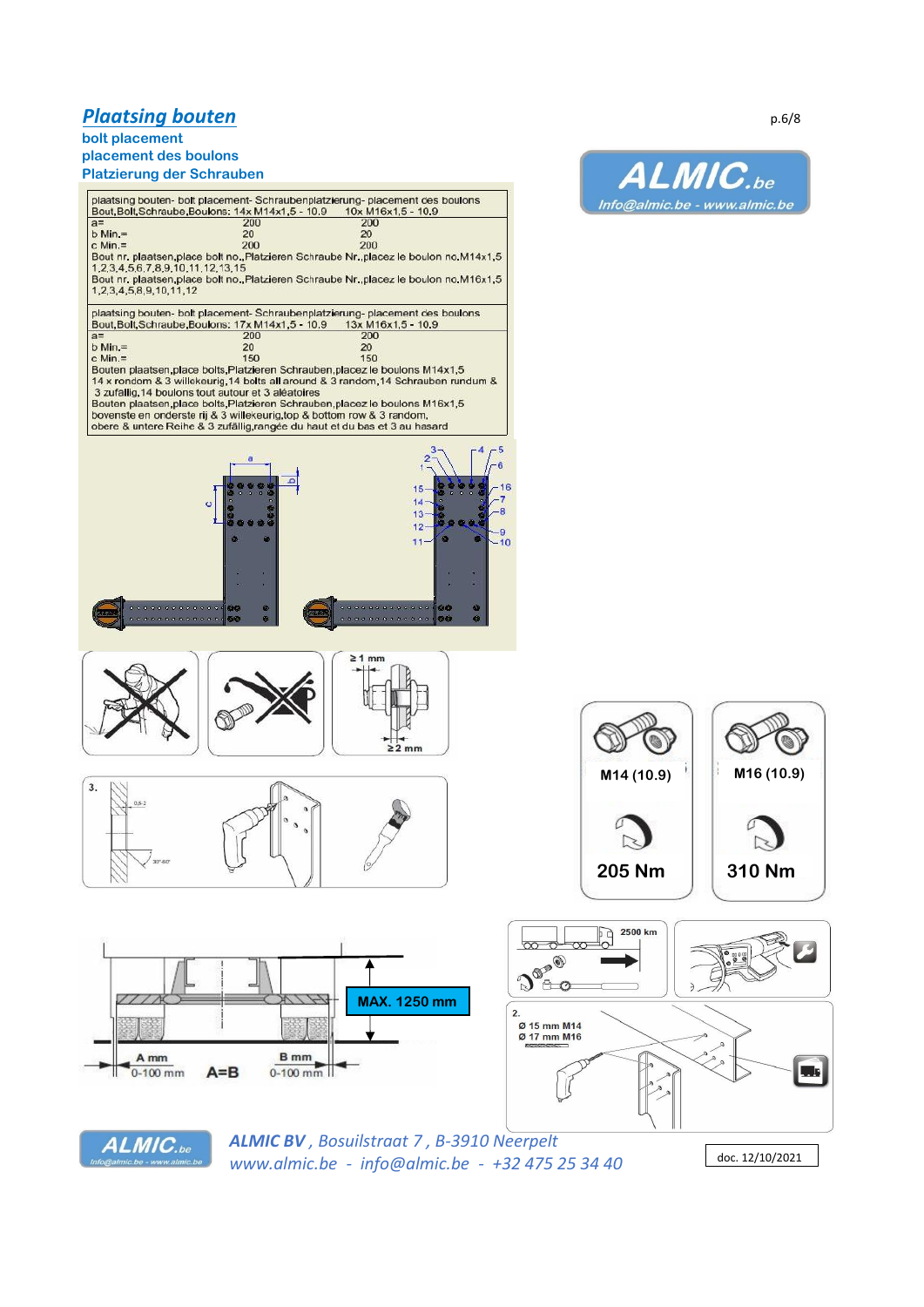# Plaatsing bouten

**bolt placement**
**placement des boulons**
**Platzierung der Schrauben**

| plaatsing bouten- bolt placement- Schraubenplatzierung- placement des boulons | | |
|---|---|---|
| Bout,Bolt,Schraube,Boulons: | 14x M14x1,5 - 10.9 | 10x M16x1,5 - 10.9 |
| a= | 200 | 200 |
| b Min.= | 20 | 20 |
| c Min.= | 200 | 200 |

Bout nr. plaatsen,place bolt no.,Platzieren Schraube Nr.,placez le boulon no.M14x1,5
1,2,3,4,5,6,7,8,9,10,11,12,13,15
Bout nr. plaatsen,place bolt no.,Platzieren Schraube Nr.,placez le boulon no.M16x1,5
1,2,3,4,5,8,9,10,11,12

| plaatsing bouten- bolt placement- Schraubenplatzierung- placement des boulons | | |
|---|---|---|
| Bout,Bolt,Schraube,Boulons: | 17x M14x1,5 - 10.9 | 13x M16x1,5 - 10.9 |
| a= | 200 | 200 |
| b Min.= | 20 | 20 |
| c Min.= | 150 | 150 |

Bouten plaatsen,place bolts,Platzieren Schrauben,placez le boulons M14x1,5
14 x rondom & 3 willekeurig,14 bolts all around & 3 random,14 Schrauben rundum & 3 zufällig,14 boulons tout autour et 3 aléatoires
Bouten plaatsen,place bolts,Platzieren Schrauben,placez le boulons M16x1,5
bovenste en onderste rij & 3 willekeurig,top & bottom row & 3 random,
obere & untere Reihe & 3 zufällig,rangée du haut et du bas et 3 au hasard

≥1 mm
≥2 mm

3.

| M14 (10.9) | M16 (10.9) |
|---|---|
| 205 Nm | 310 Nm |

MAX. 1250 mm

A mm 0-100 mm  A=B  B mm 0-100 mm

2500 km

2.
Ø 15 mm M14
Ø 17 mm M16

*ALMIC BV , Bosuilstraat 7 , B-3910 Neerpelt*
*www.almic.be - info@almic.be - +32 475 25 34 40*

doc. 12/10/2021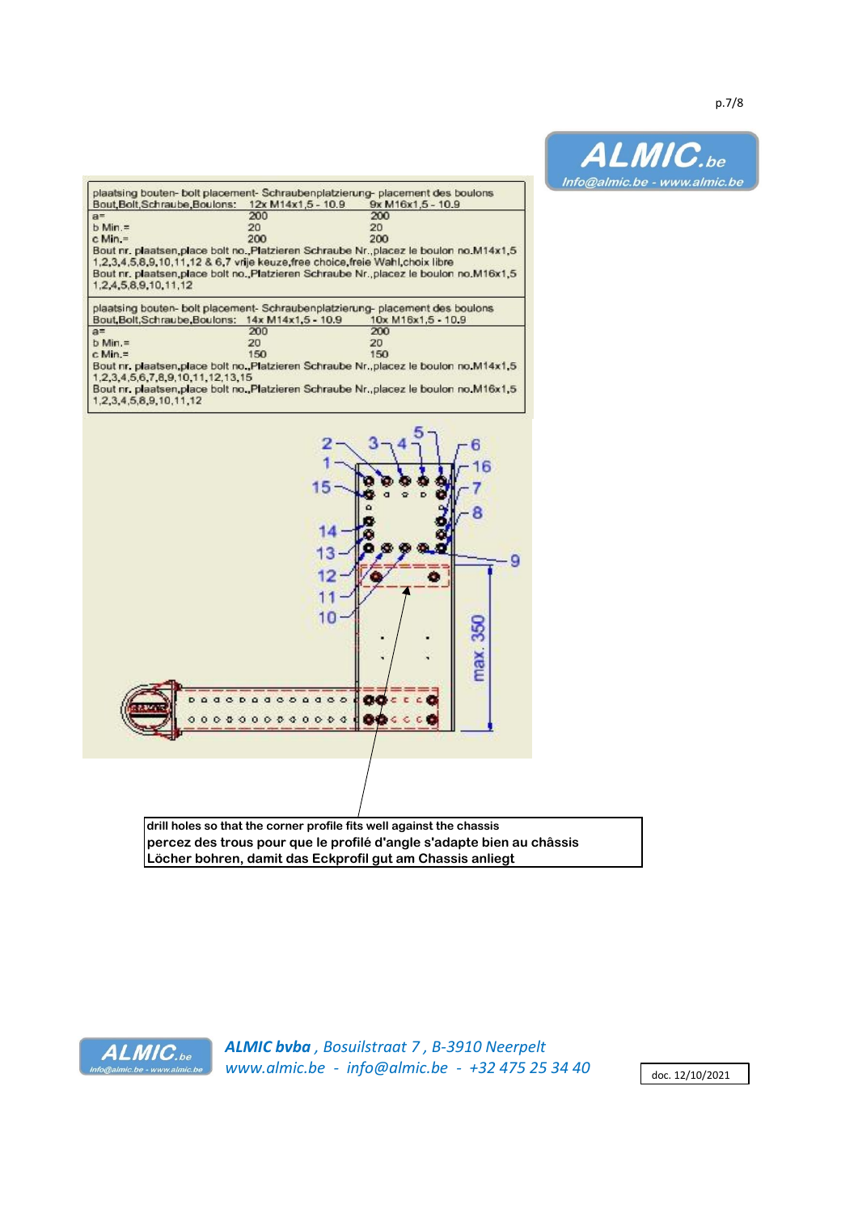| plaatsing bouten- bolt placement- Schraubenplatzierung- placement des boulons | | |
|---|---|---|
| Bout,Bolt,Schraube,Boulons: | 12x M14x1,5 - 10.9 | 9x M16x1,5 - 10.9 |
| a= | 200 | 200 |
| b Min.= | 20 | 20 |
| c Min.= | 200 | 200 |

Bout nr. plaatsen,place bolt no.,Platzieren Schraube Nr.,placez le boulon no.M14x1,5
1,2,3,4,5,8,9,10,11,12 & 6,7 vrije keuze,free choice,freie Wahl,choix libre
Bout nr. plaatsen,place bolt no.,Platzieren Schraube Nr.,placez le boulon no.M16x1,5
1,2,4,5,8,9,10,11,12

| plaatsing bouten- bolt placement- Schraubenplatzierung- placement des boulons | | |
|---|---|---|
| Bout,Bolt,Schraube,Boulons: | 14x M14x1,5 - 10.9 | 10x M16x1,5 - 10.9 |
| a= | 200 | 200 |
| b Min.= | 20 | 20 |
| c Min.= | 150 | 150 |

Bout nr. plaatsen,place bolt no.,Platzieren Schraube Nr.,placez le boulon no.M14x1,5
1,2,3,4,5,6,7,8,9,10,11,12,13,15
Bout nr. plaatsen,place bolt no.,Platzieren Schraube Nr.,placez le boulon no.M16x1,5
1,2,3,4,5,8,9,10,11,12

max. 350

**drill holes so that the corner profile fits well against the chassis**
**percez des trous pour que le profilé d'angle s'adapte bien au châssis**
**Löcher bohren, damit das Eckprofil gut am Chassis anliegt**

***ALMIC bvba** , Bosuilstraat 7 , B-3910 Neerpelt*
*www.almic.be - info@almic.be - +32 475 25 34 40*

doc. 12/10/2021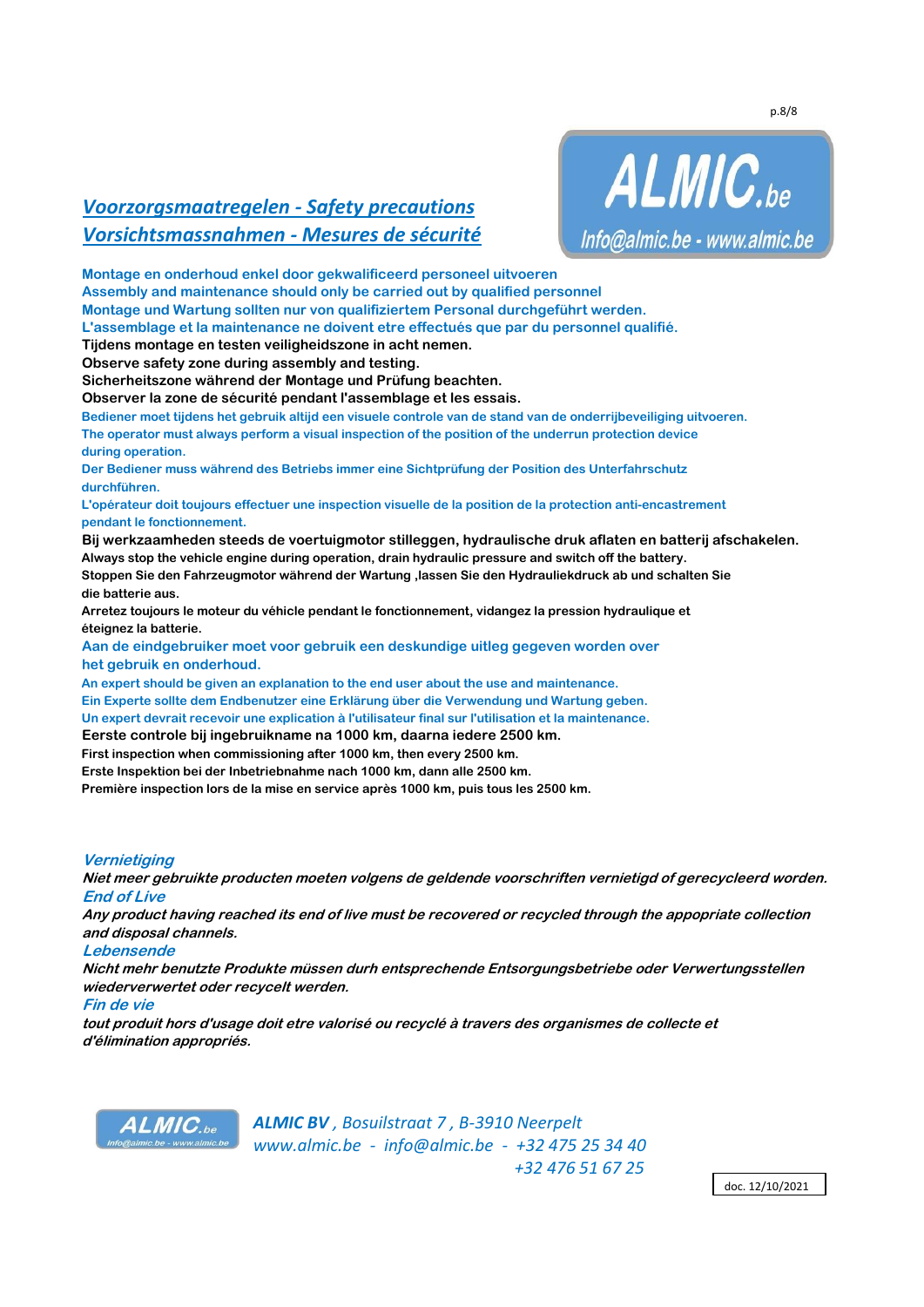ALMIC.be
Info@almic.be - www.almic.be

# Voorzorgsmaatregelen - Safety precautions
# Vorsichtsmassnahmen - Mesures de sécurité

**Montage en onderhoud enkel door gekwalificeerd personeel uitvoeren**
**Assembly and maintenance should only be carried out by qualified personnel**
**Montage und Wartung sollten nur von qualifiziertem Personal durchgeführt werden.**
**L'assemblage et la maintenance ne doivent etre effectués que par du personnel qualifié.**
**Tijdens montage en testen veiligheidszone in acht nemen.**
**Observe safety zone during assembly and testing.**
**Sicherheitszone während der Montage und Prüfung beachten.**
**Observer la zone de sécurité pendant l'assemblage et les essais.**
**Bediener moet tijdens het gebruik altijd een visuele controle van de stand van de onderrijbeveiliging uitvoeren.**
**The operator must always perform a visual inspection of the position of the underrun protection device during operation.**
**Der Bediener muss während des Betriebs immer eine Sichtprüfung der Position des Unterfahrschutz durchführen.**
**L'opérateur doit toujours effectuer une inspection visuelle de la position de la protection anti-encastrement pendant le fonctionnement.**
**Bij werkzaamheden steeds de voertuigmotor stilleggen, hydraulische druk aflaten en batterij afschakelen.**
**Always stop the vehicle engine during operation, drain hydraulic pressure and switch off the battery.**
**Stoppen Sie den Fahrzeugmotor während der Wartung ,lassen Sie den Hydrauliekdruck ab und schalten Sie die batterie aus.**
**Arretez toujours le moteur du véhicle pendant le fonctionnement, vidangez la pression hydraulique et éteignez la batterie.**
**Aan de eindgebruiker moet voor gebruik een deskundige uitleg gegeven worden over het gebruik en onderhoud.**
**An expert should be given an explanation to the end user about the use and maintenance.**
**Ein Experte sollte dem Endbenutzer eine Erklärung über die Verwendung und Wartung geben.**
**Un expert devrait recevoir une explication à l'utilisateur final sur l'utilisation et la maintenance.**
**Eerste controle bij ingebruikname na 1000 km, daarna iedere 2500 km.**
**First inspection when commissioning after 1000 km, then every 2500 km.**
**Erste Inspektion bei der Inbetriebnahme nach 1000 km, dann alle 2500 km.**
**Première inspection lors de la mise en service après 1000 km, puis tous les 2500 km.**

### *Vernietiging*
***Niet meer gebruikte producten moeten volgens de geldende voorschriften vernietigd of gerecycleerd worden.***

### *End of Live*
***Any product having reached its end of live must be recovered or recycled through the appopriate collection and disposal channels.***

### *Lebensende*
***Nicht mehr benutzte Produkte müssen durh entsprechende Entsorgungsbetriebe oder Verwertungsstellen wiederverwertet oder recycelt werden.***

### *Fin de vie*
***tout produit hors d'usage doit etre valorisé ou recyclé à travers des organismes de collecte et d'élimination appropriés.***

ALMIC.be
Info@almic.be - www.almic.be

*ALMIC BV , Bosuilstraat 7 , B-3910 Neerpelt*
*www.almic.be - info@almic.be - +32 475 25 34 40*
*+32 476 51 67 25*

doc. 12/10/2021